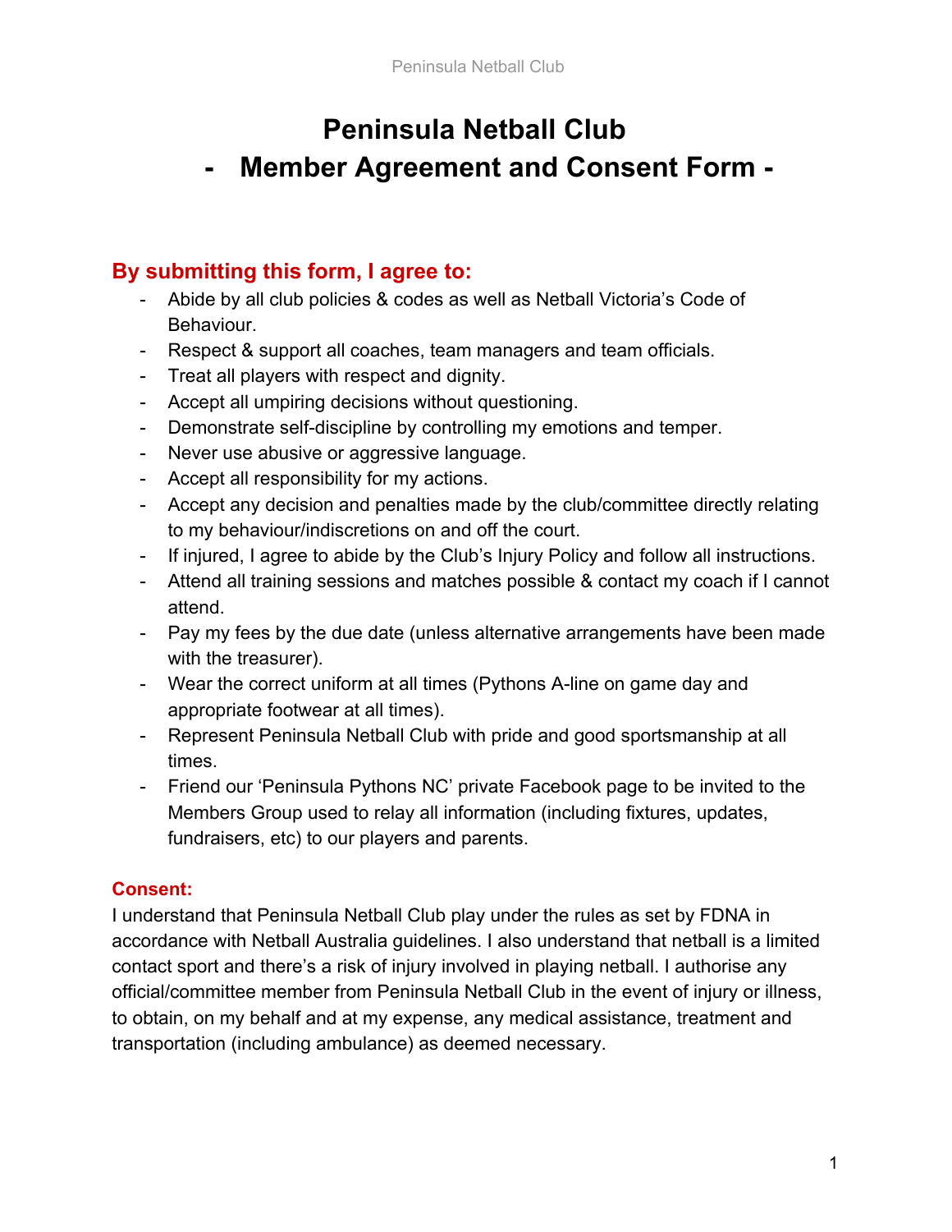# Peninsula Netball Club
# - Member Agreement and Consent Form -

## By submitting this form, I agree to:

- Abide by all club policies & codes as well as Netball Victoria's Code of Behaviour.
- Respect & support all coaches, team managers and team officials.
- Treat all players with respect and dignity.
- Accept all umpiring decisions without questioning.
- Demonstrate self-discipline by controlling my emotions and temper.
- Never use abusive or aggressive language.
- Accept all responsibility for my actions.
- Accept any decision and penalties made by the club/committee directly relating to my behaviour/indiscretions on and off the court.
- If injured, I agree to abide by the Club's Injury Policy and follow all instructions.
- Attend all training sessions and matches possible & contact my coach if I cannot attend.
- Pay my fees by the due date (unless alternative arrangements have been made with the treasurer).
- Wear the correct uniform at all times (Pythons A-line on game day and appropriate footwear at all times).
- Represent Peninsula Netball Club with pride and good sportsmanship at all times.
- Friend our 'Peninsula Pythons NC' private Facebook page to be invited to the Members Group used to relay all information (including fixtures, updates, fundraisers, etc) to our players and parents.

### Consent:

I understand that Peninsula Netball Club play under the rules as set by FDNA in accordance with Netball Australia guidelines. I also understand that netball is a limited contact sport and there's a risk of injury involved in playing netball. I authorise any official/committee member from Peninsula Netball Club in the event of injury or illness, to obtain, on my behalf and at my expense, any medical assistance, treatment and transportation (including ambulance) as deemed necessary.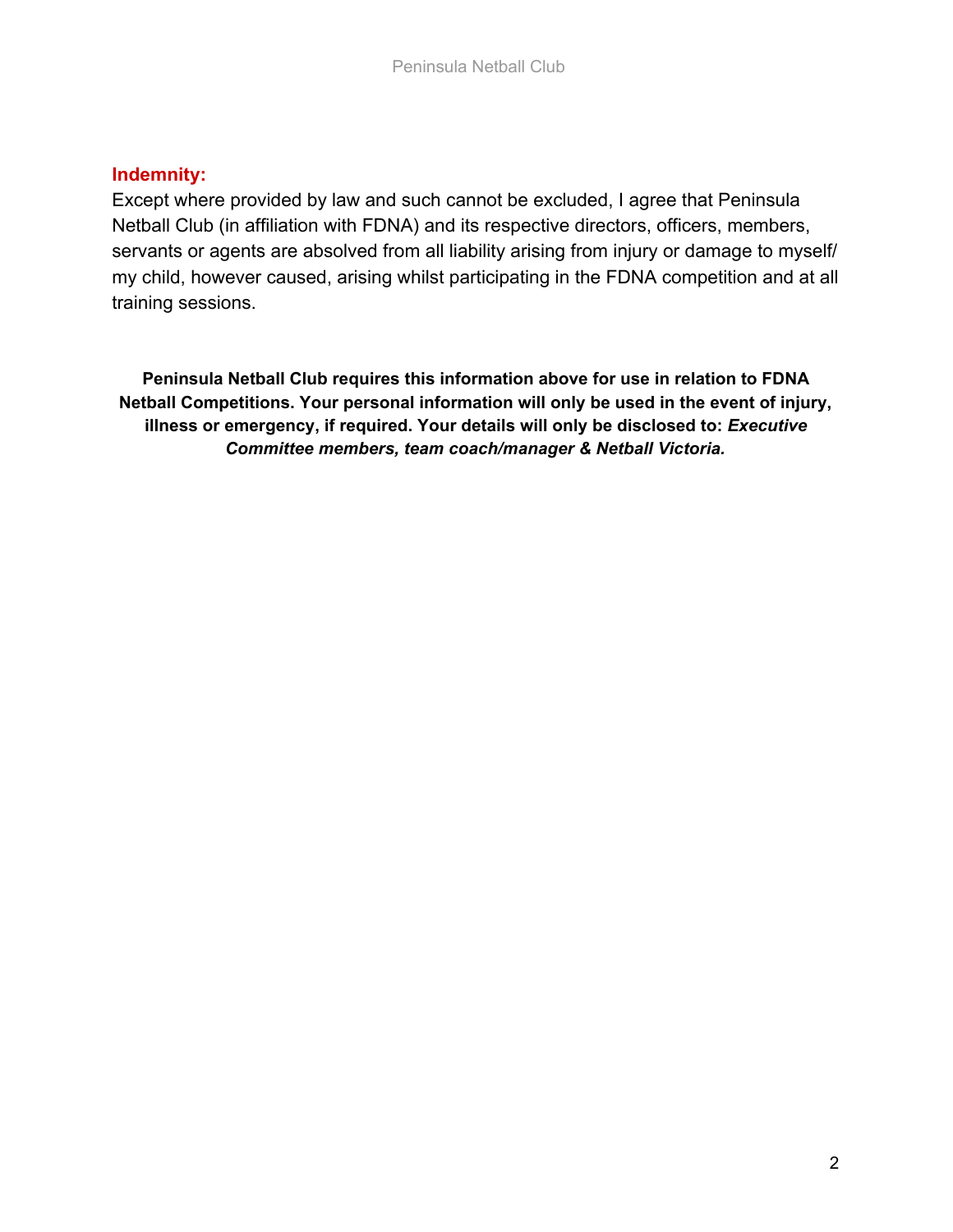## Indemnity:

Except where provided by law and such cannot be excluded, I agree that Peninsula Netball Club (in affiliation with FDNA) and its respective directors, officers, members, servants or agents are absolved from all liability arising from injury or damage to myself/ my child, however caused, arising whilst participating in the FDNA competition and at all training sessions.

**Peninsula Netball Club requires this information above for use in relation to FDNA Netball Competitions. Your personal information will only be used in the event of injury, illness or emergency, if required. Your details will only be disclosed to: *Executive Committee members, team coach/manager & Netball Victoria.***